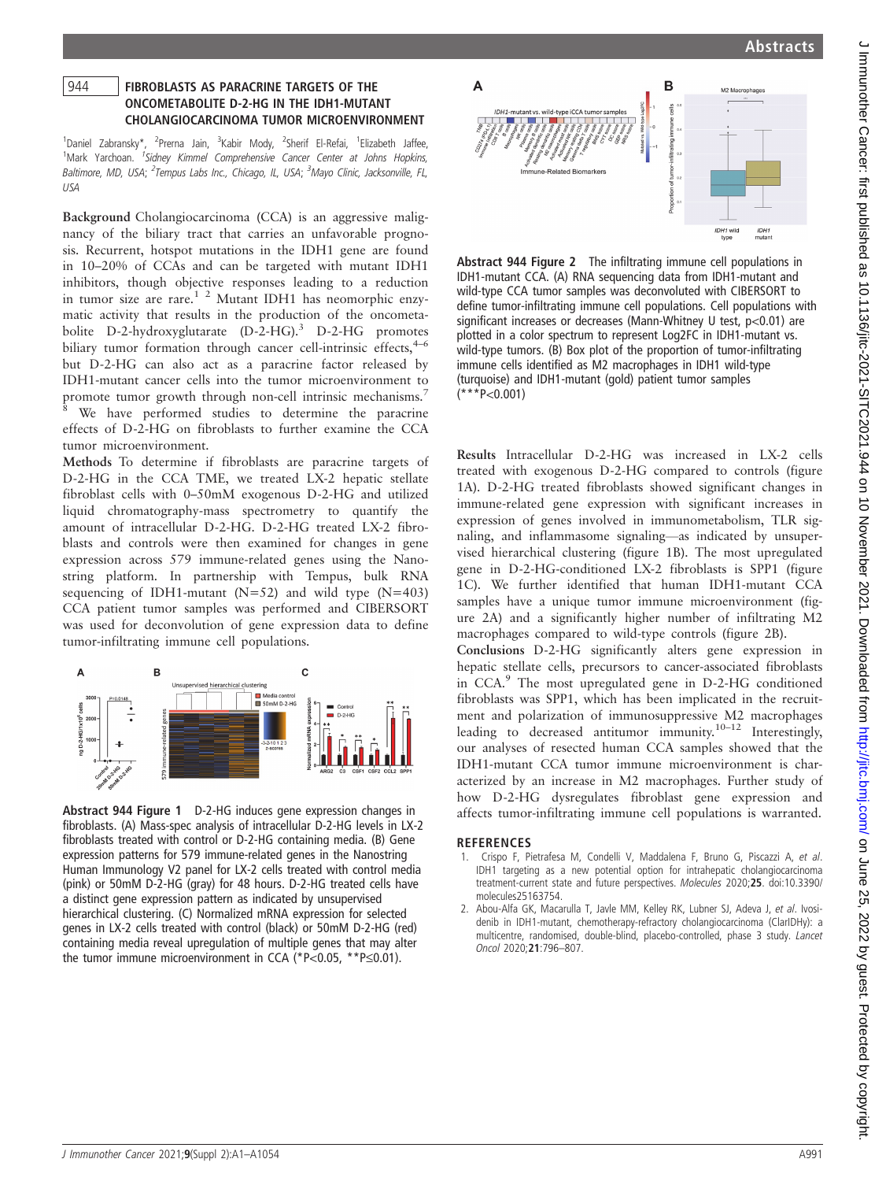## 944 FIBROBLASTS AS PARACRINE TARGETS OF THE ONCOMETABOLITE D-2-HG IN THE IDH1-MUTANT CHOLANGIOCARCINOMA TUMOR MICROENVIRONMENT

[1]Daniel Zabransky*, [2]Prerna Jain, [3]Kabir Mody, [2]Sherif El-Refai, [1]Elizabeth Jaffee, [1]Mark Yarchoan. [1]*Sidney Kimmel Comprehensive Cancer Center at Johns Hopkins, Baltimore, MD, USA*; [2]*Tempus Labs Inc., Chicago, IL, USA*; [3]*Mayo Clinic, Jacksonville, FL, USA*

**Background** Cholangiocarcinoma (CCA) is an aggressive malignancy of the biliary tract that carries an unfavorable prognosis. Recurrent, hotspot mutations in the IDH1 gene are found in 10–20% of CCAs and can be targeted with mutant IDH1 inhibitors, though objective responses leading to a reduction in tumor size are rare.[1 2] Mutant IDH1 has neomorphic enzymatic activity that results in the production of the oncometabolite D-2-hydroxyglutarate (D-2-HG).[3] D-2-HG promotes biliary tumor formation through cancer cell-intrinsic effects,[4–6] but D-2-HG can also act as a paracrine factor released by IDH1-mutant cancer cells into the tumor microenvironment to promote tumor growth through non-cell intrinsic mechanisms.[7 8] We have performed studies to determine the paracrine effects of D-2-HG on fibroblasts to further examine the CCA tumor microenvironment.

**Methods** To determine if fibroblasts are paracrine targets of D-2-HG in the CCA TME, we treated LX-2 hepatic stellate fibroblast cells with 0–50mM exogenous D-2-HG and utilized liquid chromatography-mass spectrometry to quantify the amount of intracellular D-2-HG. D-2-HG treated LX-2 fibroblasts and controls were then examined for changes in gene expression across 579 immune-related genes using the Nanostring platform. In partnership with Tempus, bulk RNA sequencing of IDH1-mutant (N=52) and wild type (N=403) CCA patient tumor samples was performed and CIBERSORT was used for deconvolution of gene expression data to define tumor-infiltrating immune cell populations.

**Abstract 944 Figure 1** D-2-HG induces gene expression changes in fibroblasts. (A) Mass-spec analysis of intracellular D-2-HG levels in LX-2 fibroblasts treated with control or D-2-HG containing media. (B) Gene expression patterns for 579 immune-related genes in the Nanostring Human Immunology V2 panel for LX-2 cells treated with control media (pink) or 50mM D-2-HG (gray) for 48 hours. D-2-HG treated cells have a distinct gene expression pattern as indicated by unsupervised hierarchical clustering. (C) Normalized mRNA expression for selected genes in LX-2 cells treated with control (black) or 50mM D-2-HG (red) containing media reveal upregulation of multiple genes that may alter the tumor immune microenvironment in CCA (*P<0.05, **P≤0.01).

**Abstract 944 Figure 2** The infiltrating immune cell populations in IDH1-mutant CCA. (A) RNA sequencing data from IDH1-mutant and wild-type CCA tumor samples was deconvoluted with CIBERSORT to define tumor-infiltrating immune cell populations. Cell populations with significant increases or decreases (Mann-Whitney U test, p<0.01) are plotted in a color spectrum to represent Log2FC in IDH1-mutant vs. wild-type tumors. (B) Box plot of the proportion of tumor-infiltrating immune cells identified as M2 macrophages in IDH1 wild-type (turquoise) and IDH1-mutant (gold) patient tumor samples (***P<0.001)

**Results** Intracellular D-2-HG was increased in LX-2 cells treated with exogenous D-2-HG compared to controls (figure 1A). D-2-HG treated fibroblasts showed significant changes in immune-related gene expression with significant increases in expression of genes involved in immunometabolism, TLR signaling, and inflammasome signaling—as indicated by unsupervised hierarchical clustering (figure 1B). The most upregulated gene in D-2-HG-conditioned LX-2 fibroblasts is SPP1 (figure 1C). We further identified that human IDH1-mutant CCA samples have a unique tumor immune microenvironment (figure 2A) and a significantly higher number of infiltrating M2 macrophages compared to wild-type controls (figure 2B).

**Conclusions** D-2-HG significantly alters gene expression in hepatic stellate cells, precursors to cancer-associated fibroblasts in CCA.[9] The most upregulated gene in D-2-HG conditioned fibroblasts was SPP1, which has been implicated in the recruitment and polarization of immunosuppressive M2 macrophages leading to decreased antitumor immunity.[10–12] Interestingly, our analyses of resected human CCA samples showed that the IDH1-mutant CCA tumor immune microenvironment is characterized by an increase in M2 macrophages. Further study of how D-2-HG dysregulates fibroblast gene expression and affects tumor-infiltrating immune cell populations is warranted.

### REFERENCES

1. Crispo F, Pietrafesa M, Condelli V, Maddalena F, Bruno G, Piscazzi A, *et al*. IDH1 targeting as a new potential option for intrahepatic cholangiocarcinoma treatment-current state and future perspectives. *Molecules* 2020;**25**. doi:10.3390/molecules25163754.
2. Abou-Alfa GK, Macarulla T, Javle MM, Kelley RK, Lubner SJ, Adeva J, *et al*. Ivosidenib in IDH1-mutant, chemotherapy-refractory cholangiocarcinoma (ClarIDHy): a multicentre, randomised, double-blind, placebo-controlled, phase 3 study. *Lancet Oncol* 2020;**21**:796–807.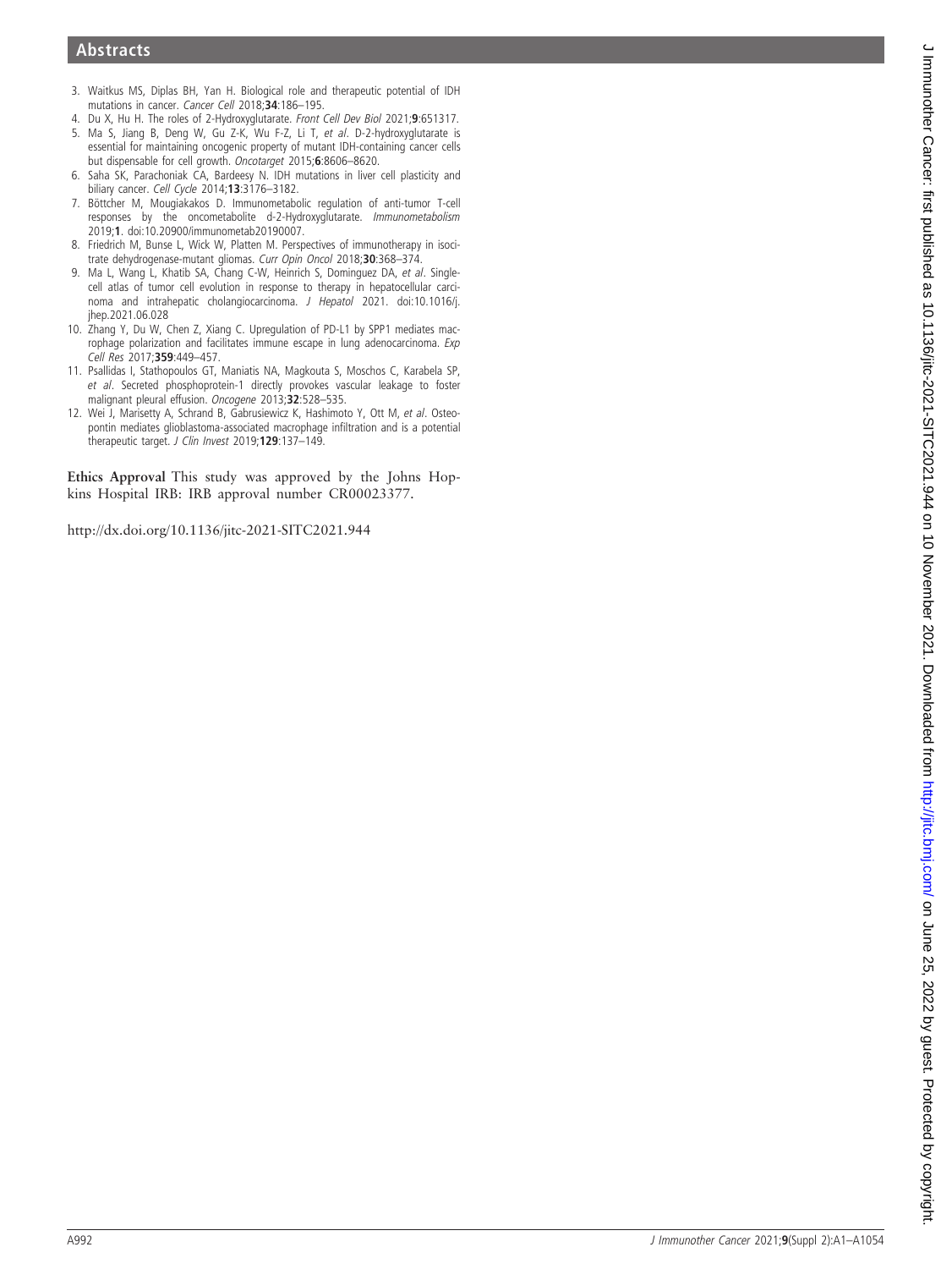3. Waitkus MS, Diplas BH, Yan H. Biological role and therapeutic potential of IDH mutations in cancer. *Cancer Cell* 2018;**34**:186–195.
4. Du X, Hu H. The roles of 2-Hydroxyglutarate. *Front Cell Dev Biol* 2021;**9**:651317.
5. Ma S, Jiang B, Deng W, Gu Z-K, Wu F-Z, Li T, *et al*. D-2-hydroxyglutarate is essential for maintaining oncogenic property of mutant IDH-containing cancer cells but dispensable for cell growth. *Oncotarget* 2015;**6**:8606–8620.
6. Saha SK, Parachoniak CA, Bardeesy N. IDH mutations in liver cell plasticity and biliary cancer. *Cell Cycle* 2014;**13**:3176–3182.
7. Böttcher M, Mougiakakos D. Immunometabolic regulation of anti-tumor T-cell responses by the oncometabolite d-2-Hydroxyglutarate. *Immunometabolism* 2019;**1**. doi:10.20900/immunometab20190007.
8. Friedrich M, Bunse L, Wick W, Platten M. Perspectives of immunotherapy in isocitrate dehydrogenase-mutant gliomas. *Curr Opin Oncol* 2018;**30**:368–374.
9. Ma L, Wang L, Khatib SA, Chang C-W, Heinrich S, Dominguez DA, *et al*. Single-cell atlas of tumor cell evolution in response to therapy in hepatocellular carcinoma and intrahepatic cholangiocarcinoma. *J Hepatol* 2021. doi:10.1016/j.jhep.2021.06.028
10. Zhang Y, Du W, Chen Z, Xiang C. Upregulation of PD-L1 by SPP1 mediates macrophage polarization and facilitates immune escape in lung adenocarcinoma. *Exp Cell Res* 2017;**359**:449–457.
11. Psallidas I, Stathopoulos GT, Maniatis NA, Magkouta S, Moschos C, Karabela SP, *et al*. Secreted phosphoprotein-1 directly provokes vascular leakage to foster malignant pleural effusion. *Oncogene* 2013;**32**:528–535.
12. Wei J, Marisetty A, Schrand B, Gabrusiewicz K, Hashimoto Y, Ott M, *et al*. Osteopontin mediates glioblastoma-associated macrophage infiltration and is a potential therapeutic target. *J Clin Invest* 2019;**129**:137–149.

**Ethics Approval** This study was approved by the Johns Hopkins Hospital IRB: IRB approval number CR00023377.

http://dx.doi.org/10.1136/jitc-2021-SITC2021.944